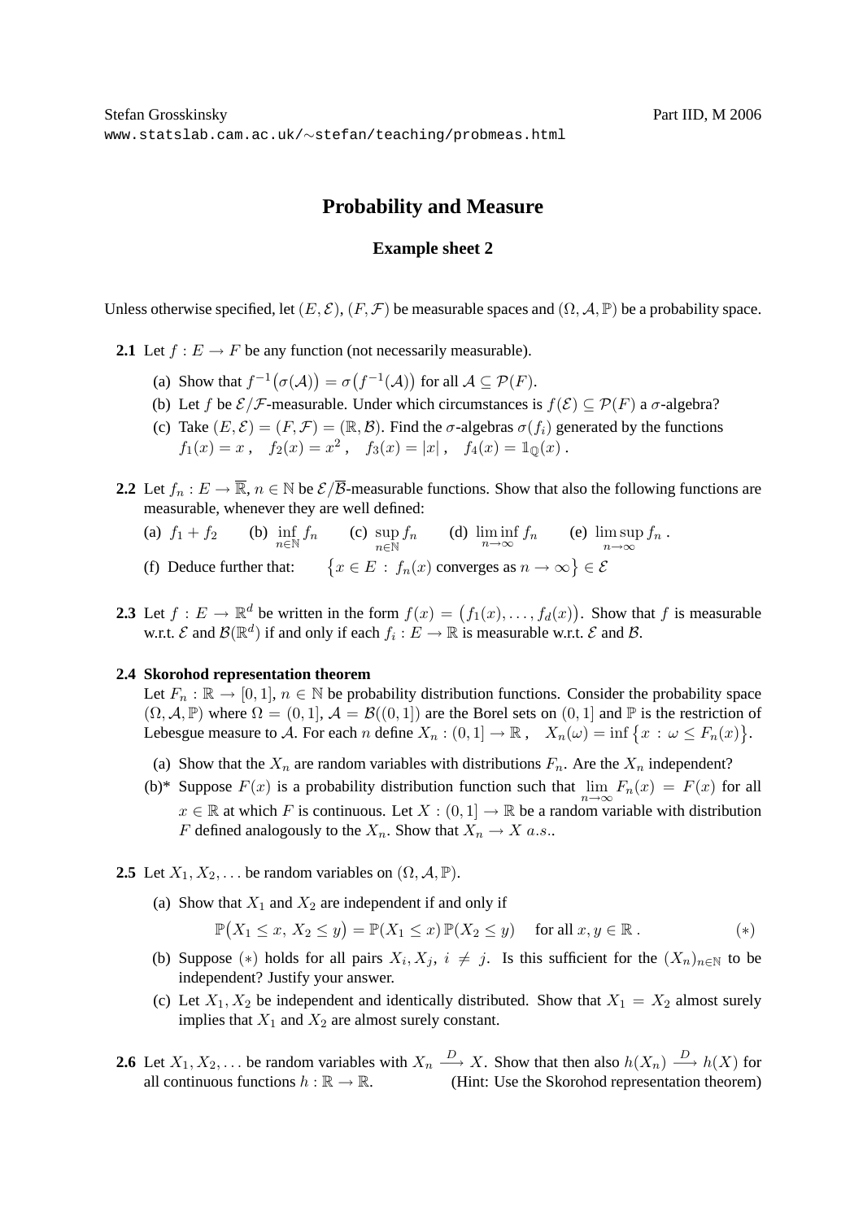Stefan Grosskinsky  
Part IID, M 2006  
www.statslab.cam.ac.uk/∼stefan/teaching/probmeas.html

# Probability and Measure

## Example sheet 2

Unless otherwise specified, let $(E, \mathcal{E})$, $(F, \mathcal{F})$ be measurable spaces and $(\Omega, \mathcal{A}, \mathbb{P})$ be a probability space.

**2.1** Let $f : E \to F$ be any function (not necessarily measurable).

(a) Show that $f^{-1}\big(\sigma(\mathcal{A})\big) = \sigma\big(f^{-1}(\mathcal{A})\big)$ for all $\mathcal{A} \subseteq \mathcal{P}(F)$.

(b) Let $f$ be $\mathcal{E}/\mathcal{F}$-measurable. Under which circumstances is $f(\mathcal{E}) \subseteq \mathcal{P}(F)$ a $\sigma$-algebra?

(c) Take $(E, \mathcal{E}) = (F, \mathcal{F}) = (\mathbb{R}, \mathcal{B})$. Find the $\sigma$-algebras $\sigma(f_i)$ generated by the functions $f_1(x) = x\,, \quad f_2(x) = x^2\,, \quad f_3(x) = |x|\,, \quad f_4(x) = \mathbb{1}_{\mathbb{Q}}(x)\,.$

**2.2** Let $f_n : E \to \overline{\mathbb{R}}$, $n \in \mathbb{N}$ be $\mathcal{E}/\overline{\mathcal{B}}$-measurable functions. Show that also the following functions are measurable, whenever they are well defined:

(a) $f_1 + f_2$ (b) $\inf\limits_{n\in\mathbb{N}} f_n$ (c) $\sup\limits_{n\in\mathbb{N}} f_n$ (d) $\liminf\limits_{n\to\infty} f_n$ (e) $\limsup\limits_{n\to\infty} f_n\,.$

(f) Deduce further that: $\big\{x \in E \,:\, f_n(x) \text{ converges as } n \to \infty\big\} \in \mathcal{E}$

**2.3** Let $f : E \to \mathbb{R}^d$ be written in the form $f(x) = \big(f_1(x), \ldots, f_d(x)\big)$. Show that $f$ is measurable w.r.t. $\mathcal{E}$ and $\mathcal{B}(\mathbb{R}^d)$ if and only if each $f_i : E \to \mathbb{R}$ is measurable w.r.t. $\mathcal{E}$ and $\mathcal{B}$.

**2.4 Skorohod representation theorem**  
Let $F_n : \mathbb{R} \to [0, 1]$, $n \in \mathbb{N}$ be probability distribution functions. Consider the probability space $(\Omega, \mathcal{A}, \mathbb{P})$ where $\Omega = (0, 1]$, $\mathcal{A} = \mathcal{B}((0, 1])$ are the Borel sets on $(0, 1]$ and $\mathbb{P}$ is the restriction of Lebesgue measure to $\mathcal{A}$. For each $n$ define $X_n : (0, 1] \to \mathbb{R}\,, \quad X_n(\omega) = \inf\big\{x \,:\, \omega \le F_n(x)\big\}$.

(a) Show that the $X_n$ are random variables with distributions $F_n$. Are the $X_n$ independent?

(b)* Suppose $F(x)$ is a probability distribution function such that $\lim\limits_{n\to\infty} F_n(x) = F(x)$ for all $x \in \mathbb{R}$ at which $F$ is continuous. Let $X : (0, 1] \to \mathbb{R}$ be a random variable with distribution $F$ defined analogously to the $X_n$. Show that $X_n \to X$ $a.s.$.

**2.5** Let $X_1, X_2, \ldots$ be random variables on $(\Omega, \mathcal{A}, \mathbb{P})$.

(a) Show that $X_1$ and $X_2$ are independent if and only if

$$\mathbb{P}\big(X_1 \le x,\, X_2 \le y\big) = \mathbb{P}(X_1 \le x)\,\mathbb{P}(X_2 \le y) \quad \text{for all } x, y \in \mathbb{R}\,. \qquad (*)$$

(b) Suppose $(*)$ holds for all pairs $X_i, X_j$, $i \ne j$. Is this sufficient for the $(X_n)_{n\in\mathbb{N}}$ to be independent? Justify your answer.

(c) Let $X_1, X_2$ be independent and identically distributed. Show that $X_1 = X_2$ almost surely implies that $X_1$ and $X_2$ are almost surely constant.

**2.6** Let $X_1, X_2, \ldots$ be random variables with $X_n \xrightarrow{D} X$. Show that then also $h(X_n) \xrightarrow{D} h(X)$ for all continuous functions $h : \mathbb{R} \to \mathbb{R}$. (Hint: Use the Skorohod representation theorem)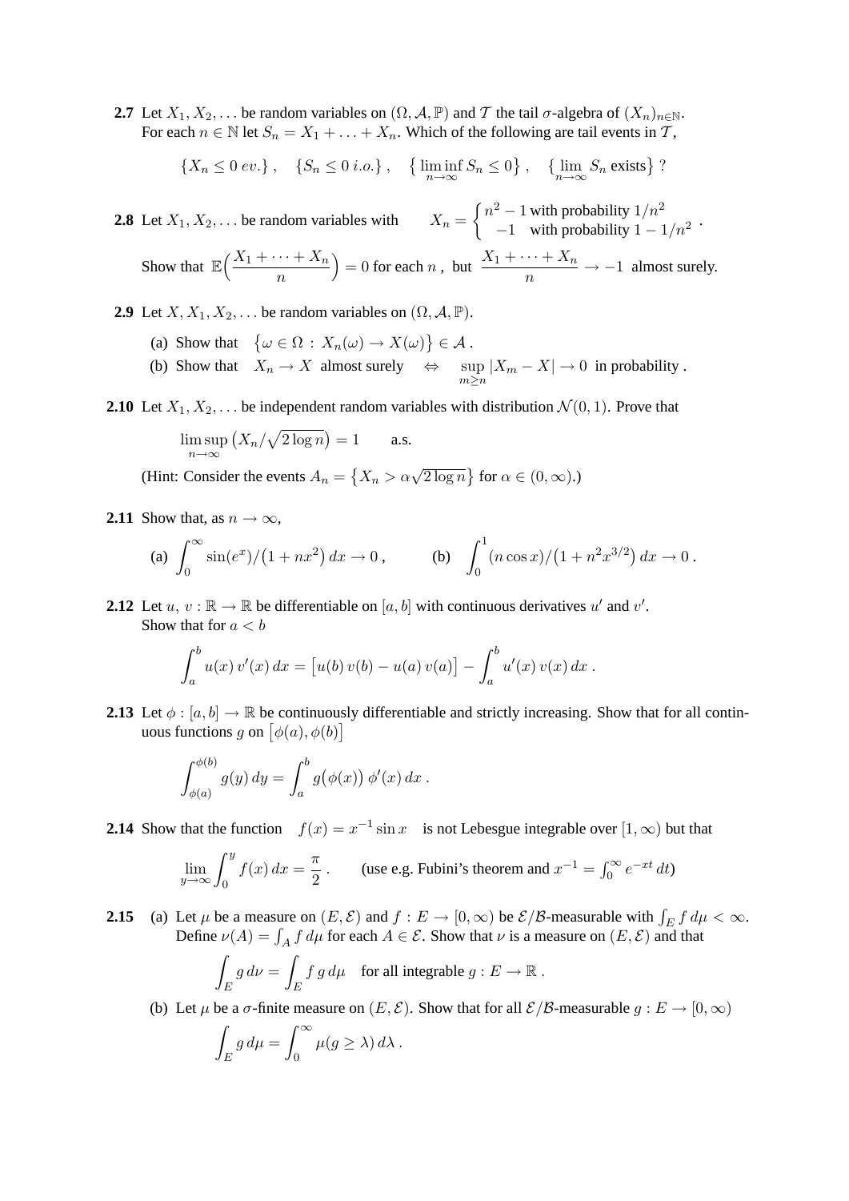**2.7** Let $X_1, X_2, \ldots$ be random variables on $(\Omega, \mathcal{A}, \mathbb{P})$ and $\mathcal{T}$ the tail $\sigma$-algebra of $(X_n)_{n\in\mathbb{N}}$. For each $n \in \mathbb{N}$ let $S_n = X_1 + \ldots + X_n$. Which of the following are tail events in $\mathcal{T}$,

$$\{X_n \leq 0 \; ev.\}\,, \quad \{S_n \leq 0 \; i.o.\}\,, \quad \big\{\liminf_{n\to\infty} S_n \leq 0\big\}\,, \quad \{\lim_{n\to\infty} S_n \text{ exists}\}\;?$$

**2.8** Let $X_1, X_2, \ldots$ be random variables with $\quad X_n = \begin{cases} n^2 - 1 & \text{with probability } 1/n^2 \\ -1 & \text{with probability } 1 - 1/n^2 \end{cases}$ .

Show that $\mathbb{E}\Big(\dfrac{X_1 + \cdots + X_n}{n}\Big) = 0$ for each $n$, but $\dfrac{X_1 + \cdots + X_n}{n} \to -1$ almost surely.

**2.9** Let $X, X_1, X_2, \ldots$ be random variables on $(\Omega, \mathcal{A}, \mathbb{P})$.

(a) Show that $\big\{\omega \in \Omega \,:\, X_n(\omega) \to X(\omega)\big\} \in \mathcal{A}$ .

(b) Show that $X_n \to X$ almost surely $\Leftrightarrow$ $\sup_{m\geq n} |X_m - X| \to 0$ in probability .

**2.10** Let $X_1, X_2, \ldots$ be independent random variables with distribution $\mathcal{N}(0,1)$. Prove that

$$\limsup_{n\to\infty} \big(X_n/\sqrt{2\log n}\big) = 1 \qquad \text{a.s.}$$

(Hint: Consider the events $A_n = \big\{X_n > \alpha\sqrt{2\log n}\big\}$ for $\alpha \in (0,\infty)$.)

**2.11** Show that, as $n \to \infty$,

$$\text{(a)} \int_0^\infty \sin(e^x)/\big(1 + nx^2\big)\,dx \to 0\,, \qquad \text{(b)} \int_0^1 (n\cos x)/\big(1 + n^2 x^{3/2}\big)\,dx \to 0\,.$$

**2.12** Let $u, v : \mathbb{R} \to \mathbb{R}$ be differentiable on $[a,b]$ with continuous derivatives $u'$ and $v'$. Show that for $a < b$

$$\int_a^b u(x)\,v'(x)\,dx = \big[u(b)\,v(b) - u(a)\,v(a)\big] - \int_a^b u'(x)\,v(x)\,dx\,.$$

**2.13** Let $\phi : [a,b] \to \mathbb{R}$ be continuously differentiable and strictly increasing. Show that for all continuous functions $g$ on $\big[\phi(a), \phi(b)\big]$

$$\int_{\phi(a)}^{\phi(b)} g(y)\,dy = \int_a^b g\big(\phi(x)\big)\,\phi'(x)\,dx\,.$$

**2.14** Show that the function $\quad f(x) = x^{-1}\sin x \quad$ is not Lebesgue integrable over $[1,\infty)$ but that

$$\lim_{y\to\infty} \int_0^y f(x)\,dx = \frac{\pi}{2}\,. \qquad \text{(use e.g. Fubini's theorem and } x^{-1} = \textstyle\int_0^\infty e^{-xt}\,dt\text{)}$$

**2.15** (a) Let $\mu$ be a measure on $(E, \mathcal{E})$ and $f : E \to [0,\infty)$ be $\mathcal{E}/\mathcal{B}$-measurable with $\int_E f\,d\mu < \infty$. Define $\nu(A) = \int_A f\,d\mu$ for each $A \in \mathcal{E}$. Show that $\nu$ is a measure on $(E, \mathcal{E})$ and that

$$\int_E g\,d\nu = \int_E f\,g\,d\mu \quad \text{for all integrable } g : E \to \mathbb{R}\,.$$

(b) Let $\mu$ be a $\sigma$-finite measure on $(E, \mathcal{E})$. Show that for all $\mathcal{E}/\mathcal{B}$-measurable $g : E \to [0,\infty)$

$$\int_E g\,d\mu = \int_0^\infty \mu(g \geq \lambda)\,d\lambda\,.$$